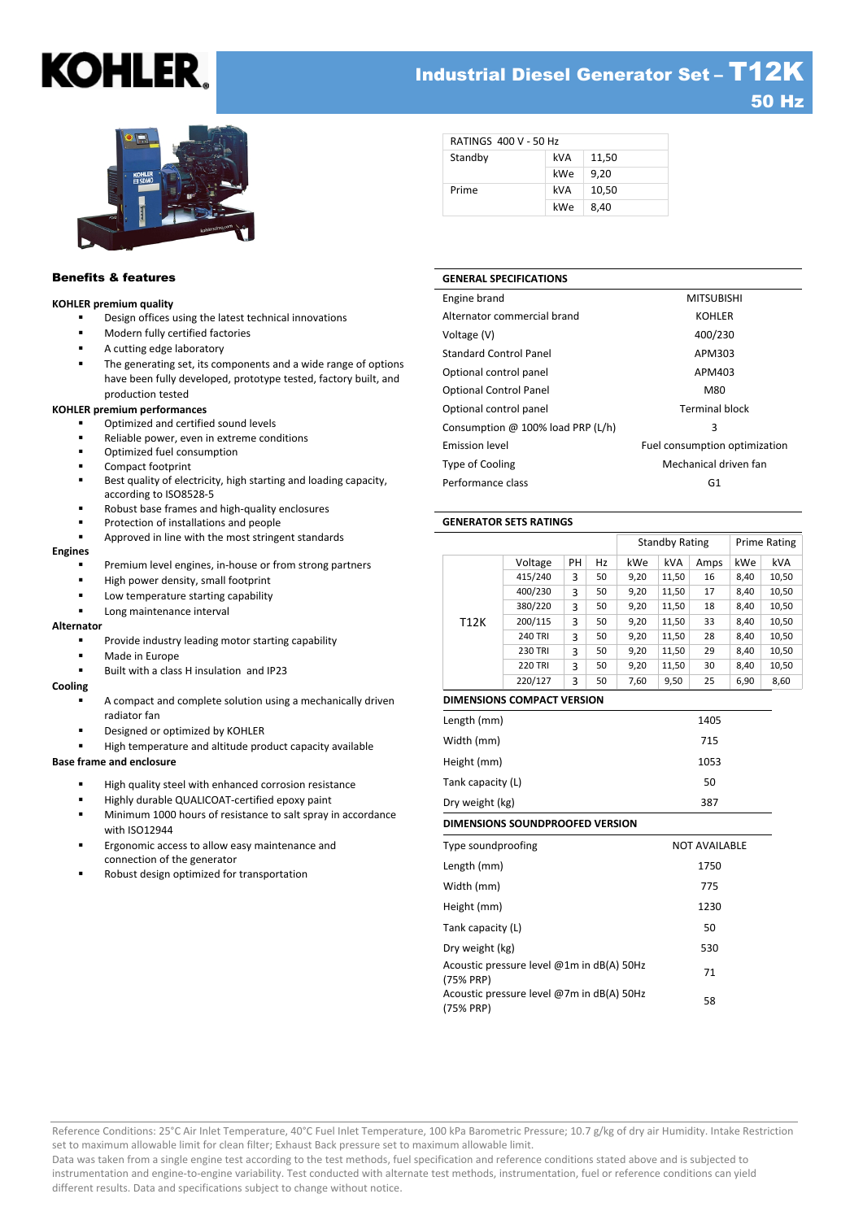# KOHLER

## Industrial Diesel Generator Set – T12K

### 50 Hz

| RATINGS 400 V - 50 Hz | | |
|---|---|---|
| Standby | kVA | 11,50 |
| | kWe | 9,20 |
| Prime | kVA | 10,50 |
| | kWe | 8,40 |

## Benefits & features

**KOHLER premium quality**

- Design offices using the latest technical innovations
- Modern fully certified factories
- A cutting edge laboratory
- The generating set, its components and a wide range of options have been fully developed, prototype tested, factory built, and production tested

**KOHLER premium performances**

- Optimized and certified sound levels
- Reliable power, even in extreme conditions
- Optimized fuel consumption
- Compact footprint
- Best quality of electricity, high starting and loading capacity, according to ISO8528-5
- Robust base frames and high-quality enclosures
- Protection of installations and people
- Approved in line with the most stringent standards

**Engines**

- Premium level engines, in-house or from strong partners
- High power density, small footprint
- Low temperature starting capability
- Long maintenance interval

**Alternator**

- Provide industry leading motor starting capability
- Made in Europe
- Built with a class H insulation and IP23

**Cooling**

- A compact and complete solution using a mechanically driven radiator fan
- Designed or optimized by KOHLER
- High temperature and altitude product capacity available

**Base frame and enclosure**

- High quality steel with enhanced corrosion resistance
- Highly durable QUALICOAT-certified epoxy paint
- Minimum 1000 hours of resistance to salt spray in accordance with ISO12944
- Ergonomic access to allow easy maintenance and connection of the generator
- Robust design optimized for transportation

## GENERAL SPECIFICATIONS

| | |
|---|---|
| Engine brand | MITSUBISHI |
| Alternator commercial brand | KOHLER |
| Voltage (V) | 400/230 |
| Standard Control Panel | APM303 |
| Optional control panel | APM403 |
| Optional Control Panel | M80 |
| Optional control panel | Terminal block |
| Consumption @ 100% load PRP (L/h) | 3 |
| Emission level | Fuel consumption optimization |
| Type of Cooling | Mechanical driven fan |
| Performance class | G1 |

## GENERATOR SETS RATINGS

| | | | | Standby Rating | | | Prime Rating | |
|---|---|---|---|---|---|---|---|---|
| | Voltage | PH | Hz | kWe | kVA | Amps | kWe | kVA |
| T12K | 415/240 | 3 | 50 | 9,20 | 11,50 | 16 | 8,40 | 10,50 |
| | 400/230 | 3 | 50 | 9,20 | 11,50 | 17 | 8,40 | 10,50 |
| | 380/220 | 3 | 50 | 9,20 | 11,50 | 18 | 8,40 | 10,50 |
| | 200/115 | 3 | 50 | 9,20 | 11,50 | 33 | 8,40 | 10,50 |
| | 240 TRI | 3 | 50 | 9,20 | 11,50 | 28 | 8,40 | 10,50 |
| | 230 TRI | 3 | 50 | 9,20 | 11,50 | 29 | 8,40 | 10,50 |
| | 220 TRI | 3 | 50 | 9,20 | 11,50 | 30 | 8,40 | 10,50 |
| | 220/127 | 3 | 50 | 7,60 | 9,50 | 25 | 6,90 | 8,60 |

## DIMENSIONS COMPACT VERSION

| | |
|---|---|
| Length (mm) | 1405 |
| Width (mm) | 715 |
| Height (mm) | 1053 |
| Tank capacity (L) | 50 |
| Dry weight (kg) | 387 |

## DIMENSIONS SOUNDPROOFED VERSION

| | |
|---|---|
| Type soundproofing | NOT AVAILABLE |
| Length (mm) | 1750 |
| Width (mm) | 775 |
| Height (mm) | 1230 |
| Tank capacity (L) | 50 |
| Dry weight (kg) | 530 |
| Acoustic pressure level @1m in dB(A) 50Hz (75% PRP) | 71 |
| Acoustic pressure level @7m in dB(A) 50Hz (75% PRP) | 58 |

Reference Conditions: 25°C Air Inlet Temperature, 40°C Fuel Inlet Temperature, 100 kPa Barometric Pressure; 10.7 g/kg of dry air Humidity. Intake Restriction set to maximum allowable limit for clean filter; Exhaust Back pressure set to maximum allowable limit.
Data was taken from a single engine test according to the test methods, fuel specification and reference conditions stated above and is subjected to instrumentation and engine-to-engine variability. Test conducted with alternate test methods, instrumentation, fuel or reference conditions can yield different results. Data and specifications subject to change without notice.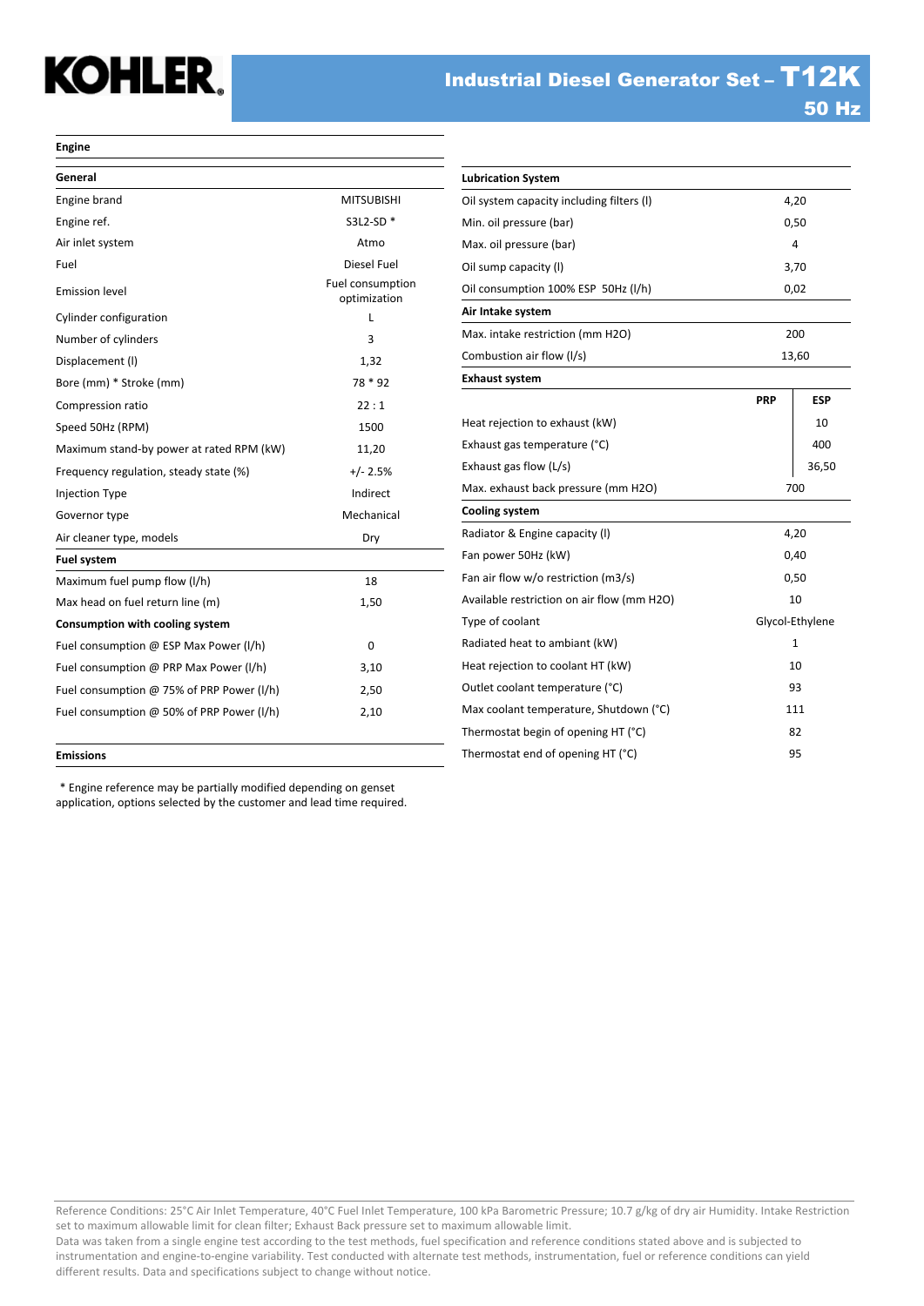# Industrial Diesel Generator Set – T12K

## 50 Hz

## Engine

| General | |
|---|---|
| Engine brand | MITSUBISHI |
| Engine ref. | S3L2-SD * |
| Air inlet system | Atmo |
| Fuel | Diesel Fuel |
| Emission level | Fuel consumption optimization |
| Cylinder configuration | L |
| Number of cylinders | 3 |
| Displacement (l) | 1,32 |
| Bore (mm) * Stroke (mm) | 78 * 92 |
| Compression ratio | 22 : 1 |
| Speed 50Hz (RPM) | 1500 |
| Maximum stand-by power at rated RPM (kW) | 11,20 |
| Frequency regulation, steady state (%) | +/- 2.5% |
| Injection Type | Indirect |
| Governor type | Mechanical |
| Air cleaner type, models | Dry |
| **Fuel system** | |
| Maximum fuel pump flow (l/h) | 18 |
| Max head on fuel return line (m) | 1,50 |
| **Consumption with cooling system** | |
| Fuel consumption @ ESP Max Power (l/h) | 0 |
| Fuel consumption @ PRP Max Power (l/h) | 3,10 |
| Fuel consumption @ 75% of PRP Power (l/h) | 2,50 |
| Fuel consumption @ 50% of PRP Power (l/h) | 2,10 |

**Emissions**

\* Engine reference may be partially modified depending on genset application, options selected by the customer and lead time required.

| Lubrication System | | |
|---|---|---|
| Oil system capacity including filters (l) | 4,20 | |
| Min. oil pressure (bar) | 0,50 | |
| Max. oil pressure (bar) | 4 | |
| Oil sump capacity (l) | 3,70 | |
| Oil consumption 100% ESP 50Hz (l/h) | 0,02 | |
| **Air Intake system** | | |
| Max. intake restriction (mm H2O) | 200 | |
| Combustion air flow (l/s) | 13,60 | |
| **Exhaust system** | | |
| | **PRP** | **ESP** |
| Heat rejection to exhaust (kW) | | 10 |
| Exhaust gas temperature (°C) | | 400 |
| Exhaust gas flow (L/s) | | 36,50 |
| Max. exhaust back pressure (mm H2O) | 700 | |
| **Cooling system** | | |
| Radiator & Engine capacity (l) | 4,20 | |
| Fan power 50Hz (kW) | 0,40 | |
| Fan air flow w/o restriction (m3/s) | 0,50 | |
| Available restriction on air flow (mm H2O) | 10 | |
| Type of coolant | Glycol-Ethylene | |
| Radiated heat to ambiant (kW) | 1 | |
| Heat rejection to coolant HT (kW) | 10 | |
| Outlet coolant temperature (°C) | 93 | |
| Max coolant temperature, Shutdown (°C) | 111 | |
| Thermostat begin of opening HT (°C) | 82 | |
| Thermostat end of opening HT (°C) | 95 | |

Reference Conditions: 25°C Air Inlet Temperature, 40°C Fuel Inlet Temperature, 100 kPa Barometric Pressure; 10.7 g/kg of dry air Humidity. Intake Restriction set to maximum allowable limit for clean filter; Exhaust Back pressure set to maximum allowable limit.
Data was taken from a single engine test according to the test methods, fuel specification and reference conditions stated above and is subjected to instrumentation and engine-to-engine variability. Test conducted with alternate test methods, instrumentation, fuel or reference conditions can yield different results. Data and specifications subject to change without notice.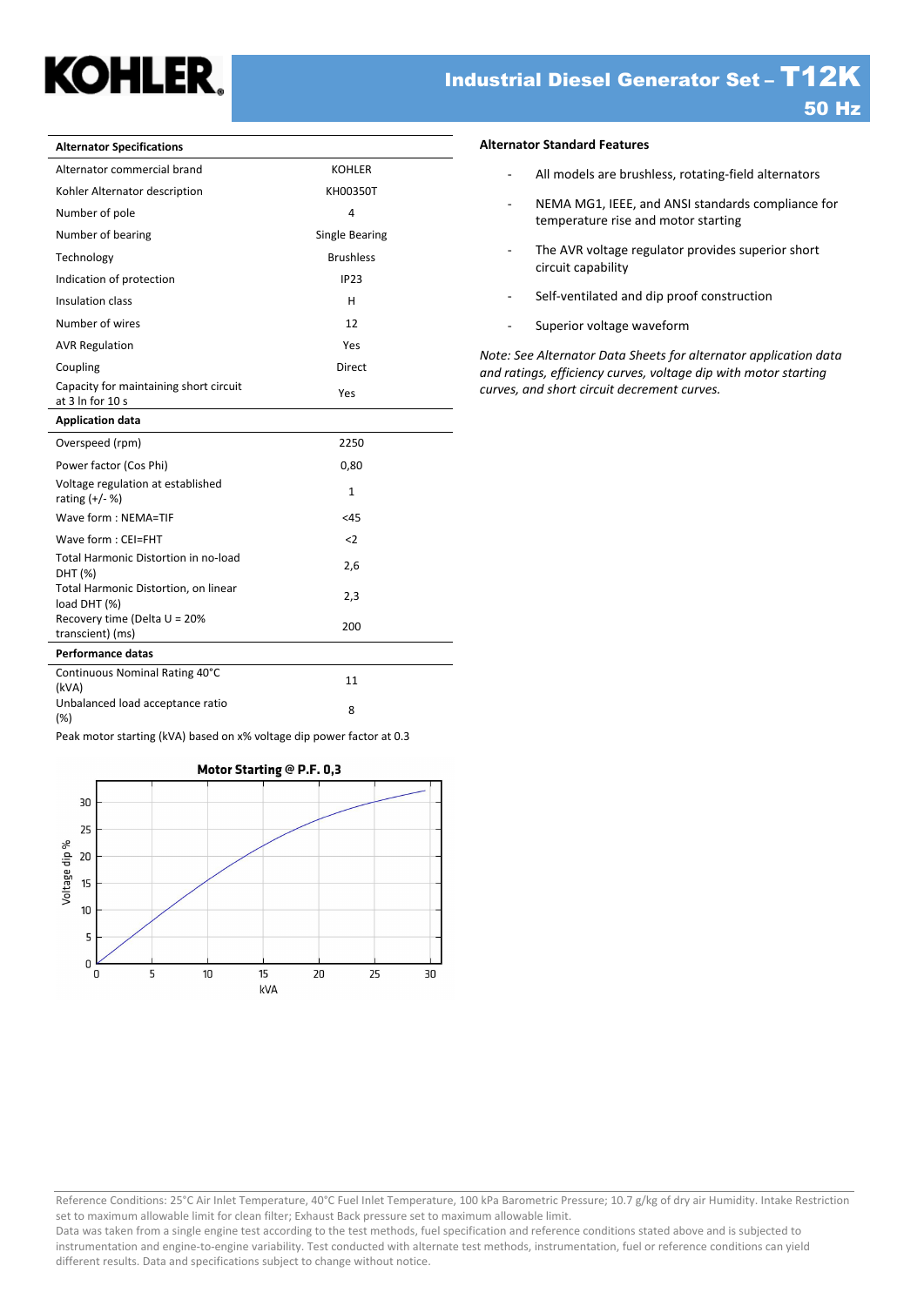# Industrial Diesel Generator Set – T12K

## 50 Hz

| Alternator Specifications | |
|---|---|
| Alternator commercial brand | KOHLER |
| Kohler Alternator description | KH00350T |
| Number of pole | 4 |
| Number of bearing | Single Bearing |
| Technology | Brushless |
| Indication of protection | IP23 |
| Insulation class | H |
| Number of wires | 12 |
| AVR Regulation | Yes |
| Coupling | Direct |
| Capacity for maintaining short circuit at 3 In for 10 s | Yes |
| **Application data** | |
| Overspeed (rpm) | 2250 |
| Power factor (Cos Phi) | 0,80 |
| Voltage regulation at established rating (+/- %) | 1 |
| Wave form : NEMA=TIF | <45 |
| Wave form : CEI=FHT | <2 |
| Total Harmonic Distortion in no-load DHT (%) | 2,6 |
| Total Harmonic Distortion, on linear load DHT (%) | 2,3 |
| Recovery time (Delta U = 20% transcient) (ms) | 200 |
| **Performance datas** | |
| Continuous Nominal Rating 40°C (kVA) | 11 |
| Unbalanced load acceptance ratio (%) | 8 |

Peak motor starting (kVA) based on x% voltage dip power factor at 0.3

**Motor Starting @ P.F. 0,3**

### Alternator Standard Features

- All models are brushless, rotating-field alternators
- NEMA MG1, IEEE, and ANSI standards compliance for temperature rise and motor starting
- The AVR voltage regulator provides superior short circuit capability
- Self-ventilated and dip proof construction
- Superior voltage waveform

*Note: See Alternator Data Sheets for alternator application data and ratings, efficiency curves, voltage dip with motor starting curves, and short circuit decrement curves.*

Reference Conditions: 25°C Air Inlet Temperature, 40°C Fuel Inlet Temperature, 100 kPa Barometric Pressure; 10.7 g/kg of dry air Humidity. Intake Restriction set to maximum allowable limit for clean filter; Exhaust Back pressure set to maximum allowable limit.
Data was taken from a single engine test according to the test methods, fuel specification and reference conditions stated above and is subjected to instrumentation and engine-to-engine variability. Test conducted with alternate test methods, instrumentation, fuel or reference conditions can yield different results. Data and specifications subject to change without notice.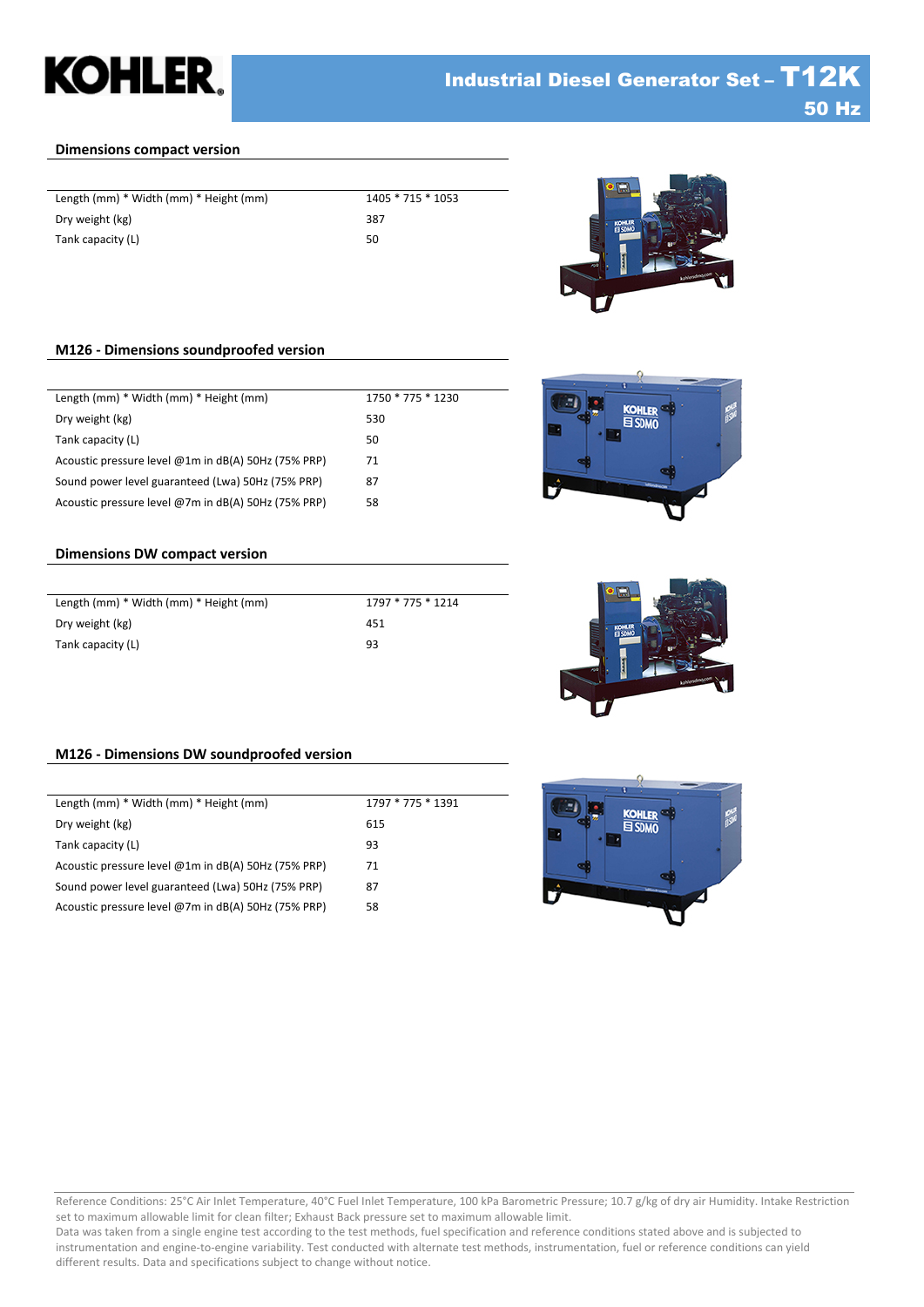## Dimensions compact version

| | |
|---|---|
| Length (mm) * Width (mm) * Height (mm) | 1405 * 715 * 1053 |
| Dry weight (kg) | 387 |
| Tank capacity (L) | 50 |

## M126 - Dimensions soundproofed version

| | |
|---|---|
| Length (mm) * Width (mm) * Height (mm) | 1750 * 775 * 1230 |
| Dry weight (kg) | 530 |
| Tank capacity (L) | 50 |
| Acoustic pressure level @1m in dB(A) 50Hz (75% PRP) | 71 |
| Sound power level guaranteed (Lwa) 50Hz (75% PRP) | 87 |
| Acoustic pressure level @7m in dB(A) 50Hz (75% PRP) | 58 |

## Dimensions DW compact version

| | |
|---|---|
| Length (mm) * Width (mm) * Height (mm) | 1797 * 775 * 1214 |
| Dry weight (kg) | 451 |
| Tank capacity (L) | 93 |

## M126 - Dimensions DW soundproofed version

| | |
|---|---|
| Length (mm) * Width (mm) * Height (mm) | 1797 * 775 * 1391 |
| Dry weight (kg) | 615 |
| Tank capacity (L) | 93 |
| Acoustic pressure level @1m in dB(A) 50Hz (75% PRP) | 71 |
| Sound power level guaranteed (Lwa) 50Hz (75% PRP) | 87 |
| Acoustic pressure level @7m in dB(A) 50Hz (75% PRP) | 58 |

Reference Conditions: 25°C Air Inlet Temperature, 40°C Fuel Inlet Temperature, 100 kPa Barometric Pressure; 10.7 g/kg of dry air Humidity. Intake Restriction set to maximum allowable limit for clean filter; Exhaust Back pressure set to maximum allowable limit.
Data was taken from a single engine test according to the test methods, fuel specification and reference conditions stated above and is subjected to instrumentation and engine-to-engine variability. Test conducted with alternate test methods, instrumentation, fuel or reference conditions can yield different results. Data and specifications subject to change without notice.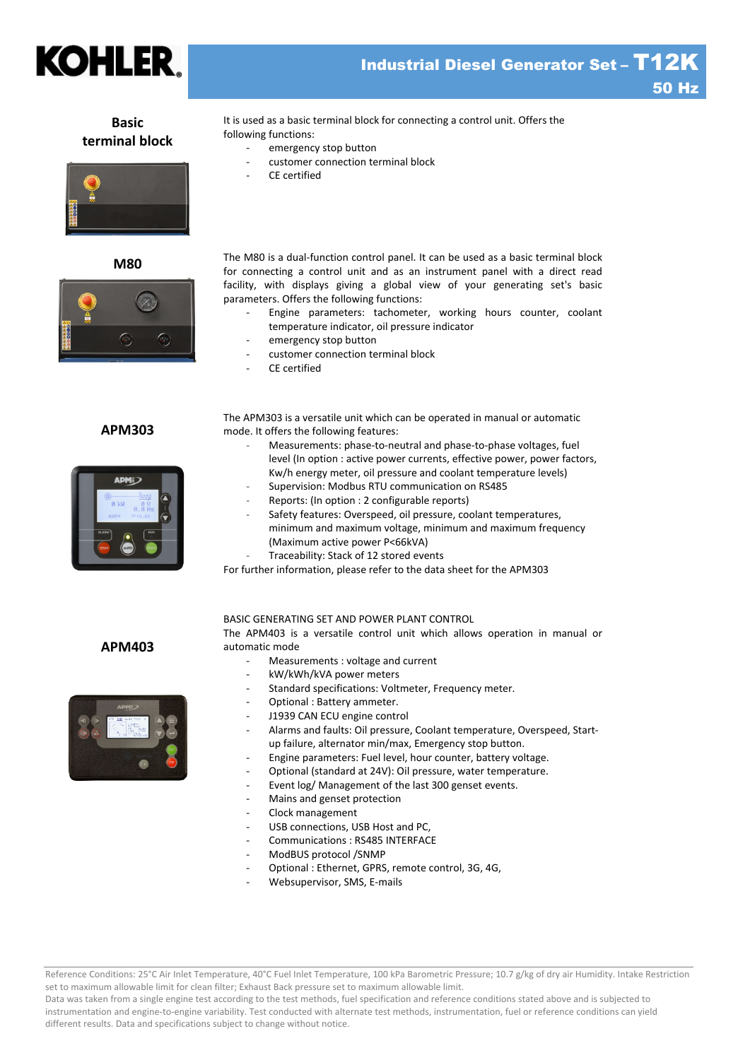## Basic terminal block

It is used as a basic terminal block for connecting a control unit. Offers the following functions:

- emergency stop button
- customer connection terminal block
- CE certified

## M80

The M80 is a dual-function control panel. It can be used as a basic terminal block for connecting a control unit and as an instrument panel with a direct read facility, with displays giving a global view of your generating set's basic parameters. Offers the following functions:

- Engine parameters: tachometer, working hours counter, coolant temperature indicator, oil pressure indicator
- emergency stop button
- customer connection terminal block
- CE certified

## APM303

The APM303 is a versatile unit which can be operated in manual or automatic mode. It offers the following features:

- Measurements: phase-to-neutral and phase-to-phase voltages, fuel level (In option : active power currents, effective power, power factors, Kw/h energy meter, oil pressure and coolant temperature levels)
- Supervision: Modbus RTU communication on RS485
- Reports: (In option : 2 configurable reports)
- Safety features: Overspeed, oil pressure, coolant temperatures, minimum and maximum voltage, minimum and maximum frequency (Maximum active power P<66kVA)
- Traceability: Stack of 12 stored events

For further information, please refer to the data sheet for the APM303

## APM403

BASIC GENERATING SET AND POWER PLANT CONTROL

The APM403 is a versatile control unit which allows operation in manual or automatic mode

- Measurements : voltage and current
- kW/kWh/kVA power meters
- Standard specifications: Voltmeter, Frequency meter.
- Optional : Battery ammeter.
- J1939 CAN ECU engine control
- Alarms and faults: Oil pressure, Coolant temperature, Overspeed, Start-up failure, alternator min/max, Emergency stop button.
- Engine parameters: Fuel level, hour counter, battery voltage.
- Optional (standard at 24V): Oil pressure, water temperature.
- Event log/ Management of the last 300 genset events.
- Mains and genset protection
- Clock management
- USB connections, USB Host and PC,
- Communications : RS485 INTERFACE
- ModBUS protocol /SNMP
- Optional : Ethernet, GPRS, remote control, 3G, 4G,
- Websupervisor, SMS, E-mails

Reference Conditions: 25°C Air Inlet Temperature, 40°C Fuel Inlet Temperature, 100 kPa Barometric Pressure; 10.7 g/kg of dry air Humidity. Intake Restriction set to maximum allowable limit for clean filter; Exhaust Back pressure set to maximum allowable limit.
Data was taken from a single engine test according to the test methods, fuel specification and reference conditions stated above and is subjected to instrumentation and engine-to-engine variability. Test conducted with alternate test methods, instrumentation, fuel or reference conditions can yield different results. Data and specifications subject to change without notice.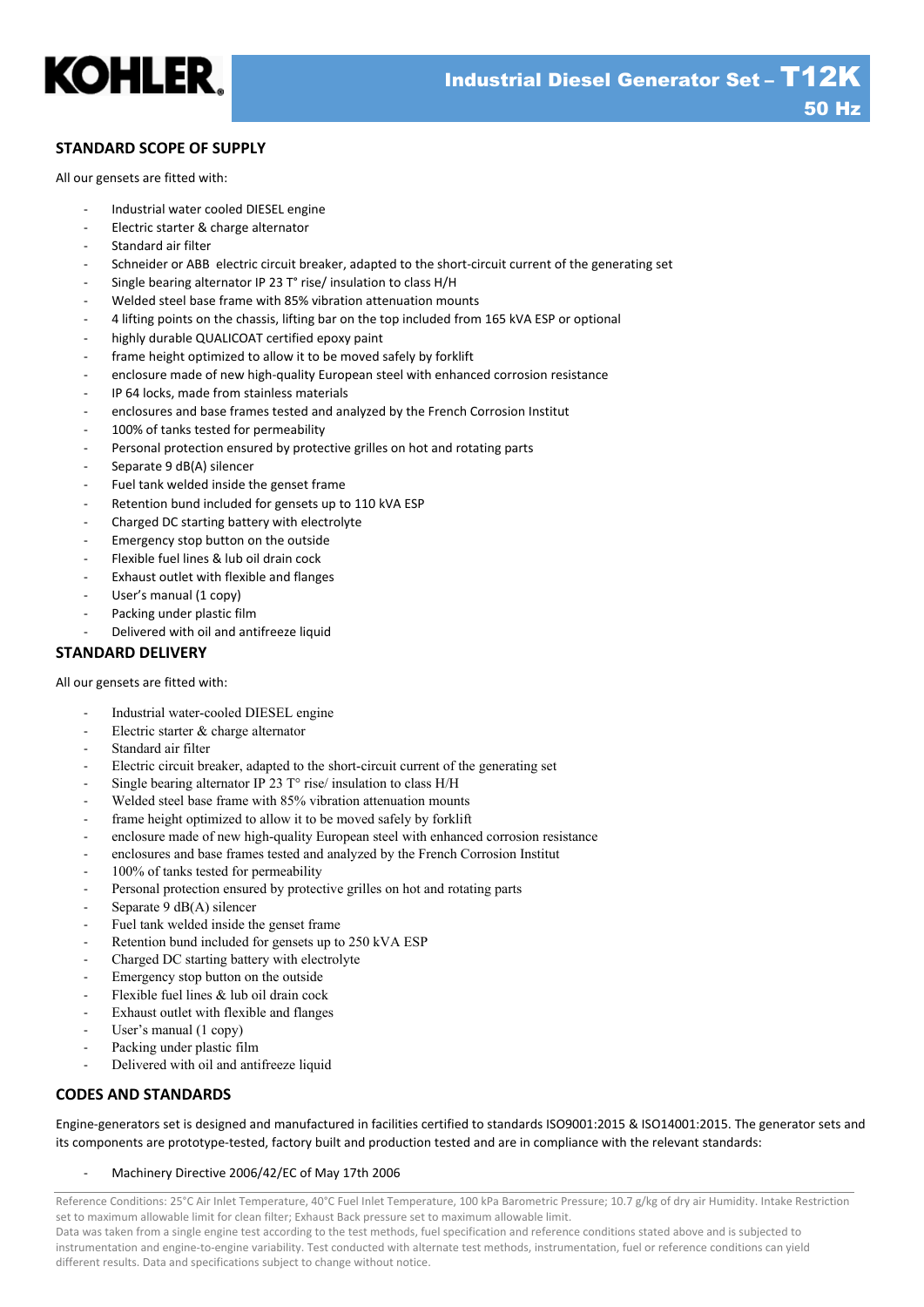## STANDARD SCOPE OF SUPPLY

All our gensets are fitted with:

- Industrial water cooled DIESEL engine
- Electric starter & charge alternator
- Standard air filter
- Schneider or ABB electric circuit breaker, adapted to the short-circuit current of the generating set
- Single bearing alternator IP 23 T° rise/ insulation to class H/H
- Welded steel base frame with 85% vibration attenuation mounts
- 4 lifting points on the chassis, lifting bar on the top included from 165 kVA ESP or optional
- highly durable QUALICOAT certified epoxy paint
- frame height optimized to allow it to be moved safely by forklift
- enclosure made of new high-quality European steel with enhanced corrosion resistance
- IP 64 locks, made from stainless materials
- enclosures and base frames tested and analyzed by the French Corrosion Institut
- 100% of tanks tested for permeability
- Personal protection ensured by protective grilles on hot and rotating parts
- Separate 9 dB(A) silencer
- Fuel tank welded inside the genset frame
- Retention bund included for gensets up to 110 kVA ESP
- Charged DC starting battery with electrolyte
- Emergency stop button on the outside
- Flexible fuel lines & lub oil drain cock
- Exhaust outlet with flexible and flanges
- User's manual (1 copy)
- Packing under plastic film
- Delivered with oil and antifreeze liquid

## STANDARD DELIVERY

All our gensets are fitted with:

- Industrial water-cooled DIESEL engine
- Electric starter & charge alternator
- Standard air filter
- Electric circuit breaker, adapted to the short-circuit current of the generating set
- Single bearing alternator IP 23 T° rise/ insulation to class H/H
- Welded steel base frame with 85% vibration attenuation mounts
- frame height optimized to allow it to be moved safely by forklift
- enclosure made of new high-quality European steel with enhanced corrosion resistance
- enclosures and base frames tested and analyzed by the French Corrosion Institut
- 100% of tanks tested for permeability
- Personal protection ensured by protective grilles on hot and rotating parts
- Separate 9 dB(A) silencer
- Fuel tank welded inside the genset frame
- Retention bund included for gensets up to 250 kVA ESP
- Charged DC starting battery with electrolyte
- Emergency stop button on the outside
- Flexible fuel lines & lub oil drain cock
- Exhaust outlet with flexible and flanges
- User's manual (1 copy)
- Packing under plastic film
- Delivered with oil and antifreeze liquid

## CODES AND STANDARDS

Engine-generators set is designed and manufactured in facilities certified to standards ISO9001:2015 & ISO14001:2015. The generator sets and its components are prototype-tested, factory built and production tested and are in compliance with the relevant standards:

- Machinery Directive 2006/42/EC of May 17th 2006

Reference Conditions: 25°C Air Inlet Temperature, 40°C Fuel Inlet Temperature, 100 kPa Barometric Pressure; 10.7 g/kg of dry air Humidity. Intake Restriction set to maximum allowable limit for clean filter; Exhaust Back pressure set to maximum allowable limit.
Data was taken from a single engine test according to the test methods, fuel specification and reference conditions stated above and is subjected to instrumentation and engine-to-engine variability. Test conducted with alternate test methods, instrumentation, fuel or reference conditions can yield different results. Data and specifications subject to change without notice.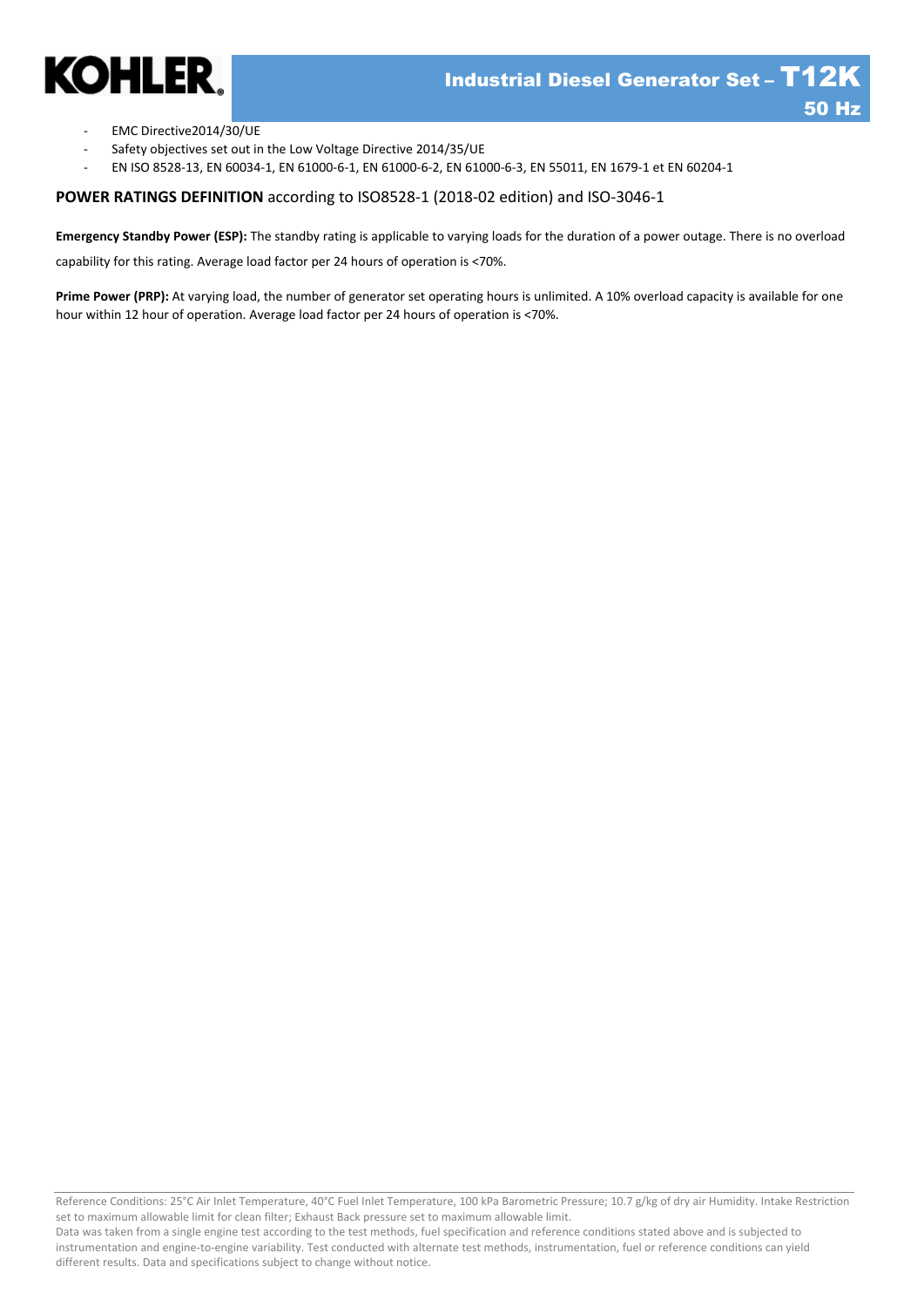- EMC Directive2014/30/UE
- Safety objectives set out in the Low Voltage Directive 2014/35/UE
- EN ISO 8528-13, EN 60034-1, EN 61000-6-1, EN 61000-6-2, EN 61000-6-3, EN 55011, EN 1679-1 et EN 60204-1

**POWER RATINGS DEFINITION** according to ISO8528-1 (2018-02 edition) and ISO-3046-1

**Emergency Standby Power (ESP):** The standby rating is applicable to varying loads for the duration of a power outage. There is no overload capability for this rating. Average load factor per 24 hours of operation is <70%.

**Prime Power (PRP):** At varying load, the number of generator set operating hours is unlimited. A 10% overload capacity is available for one hour within 12 hour of operation. Average load factor per 24 hours of operation is <70%.

Reference Conditions: 25°C Air Inlet Temperature, 40°C Fuel Inlet Temperature, 100 kPa Barometric Pressure; 10.7 g/kg of dry air Humidity. Intake Restriction set to maximum allowable limit for clean filter; Exhaust Back pressure set to maximum allowable limit.
Data was taken from a single engine test according to the test methods, fuel specification and reference conditions stated above and is subjected to instrumentation and engine-to-engine variability. Test conducted with alternate test methods, instrumentation, fuel or reference conditions can yield different results. Data and specifications subject to change without notice.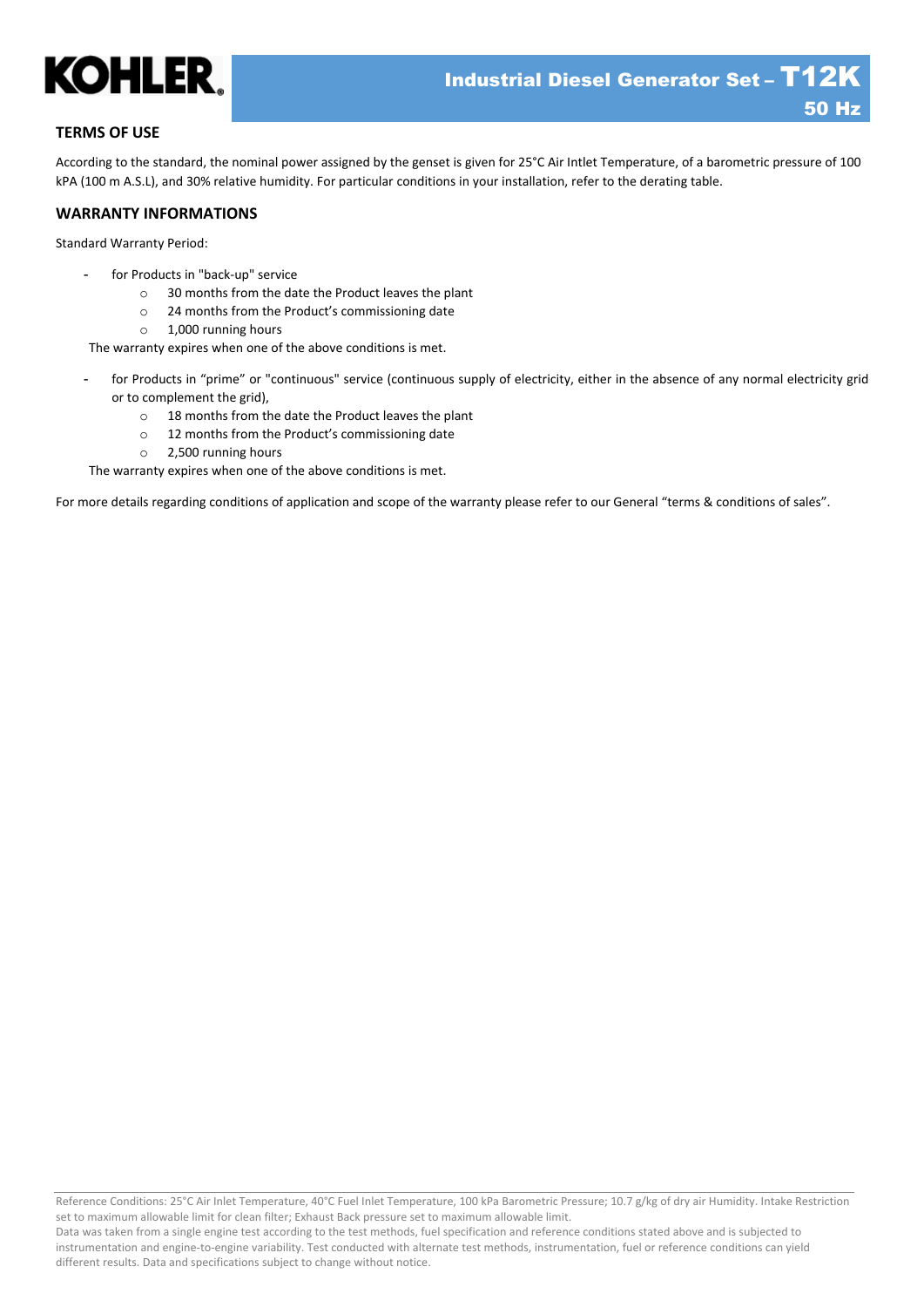## TERMS OF USE

According to the standard, the nominal power assigned by the genset is given for 25°C Air Intlet Temperature, of a barometric pressure of 100 kPA (100 m A.S.L), and 30% relative humidity. For particular conditions in your installation, refer to the derating table.

## WARRANTY INFORMATIONS

Standard Warranty Period:

- for Products in "back-up" service
  - 30 months from the date the Product leaves the plant
  - 24 months from the Product's commissioning date
  - 1,000 running hours

The warranty expires when one of the above conditions is met.

- for Products in "prime" or "continuous" service (continuous supply of electricity, either in the absence of any normal electricity grid or to complement the grid),
  - 18 months from the date the Product leaves the plant
  - 12 months from the Product's commissioning date
  - 2,500 running hours

The warranty expires when one of the above conditions is met.

For more details regarding conditions of application and scope of the warranty please refer to our General "terms & conditions of sales".

Reference Conditions: 25°C Air Inlet Temperature, 40°C Fuel Inlet Temperature, 100 kPa Barometric Pressure; 10.7 g/kg of dry air Humidity. Intake Restriction set to maximum allowable limit for clean filter; Exhaust Back pressure set to maximum allowable limit.
Data was taken from a single engine test according to the test methods, fuel specification and reference conditions stated above and is subjected to instrumentation and engine-to-engine variability. Test conducted with alternate test methods, instrumentation, fuel or reference conditions can yield different results. Data and specifications subject to change without notice.